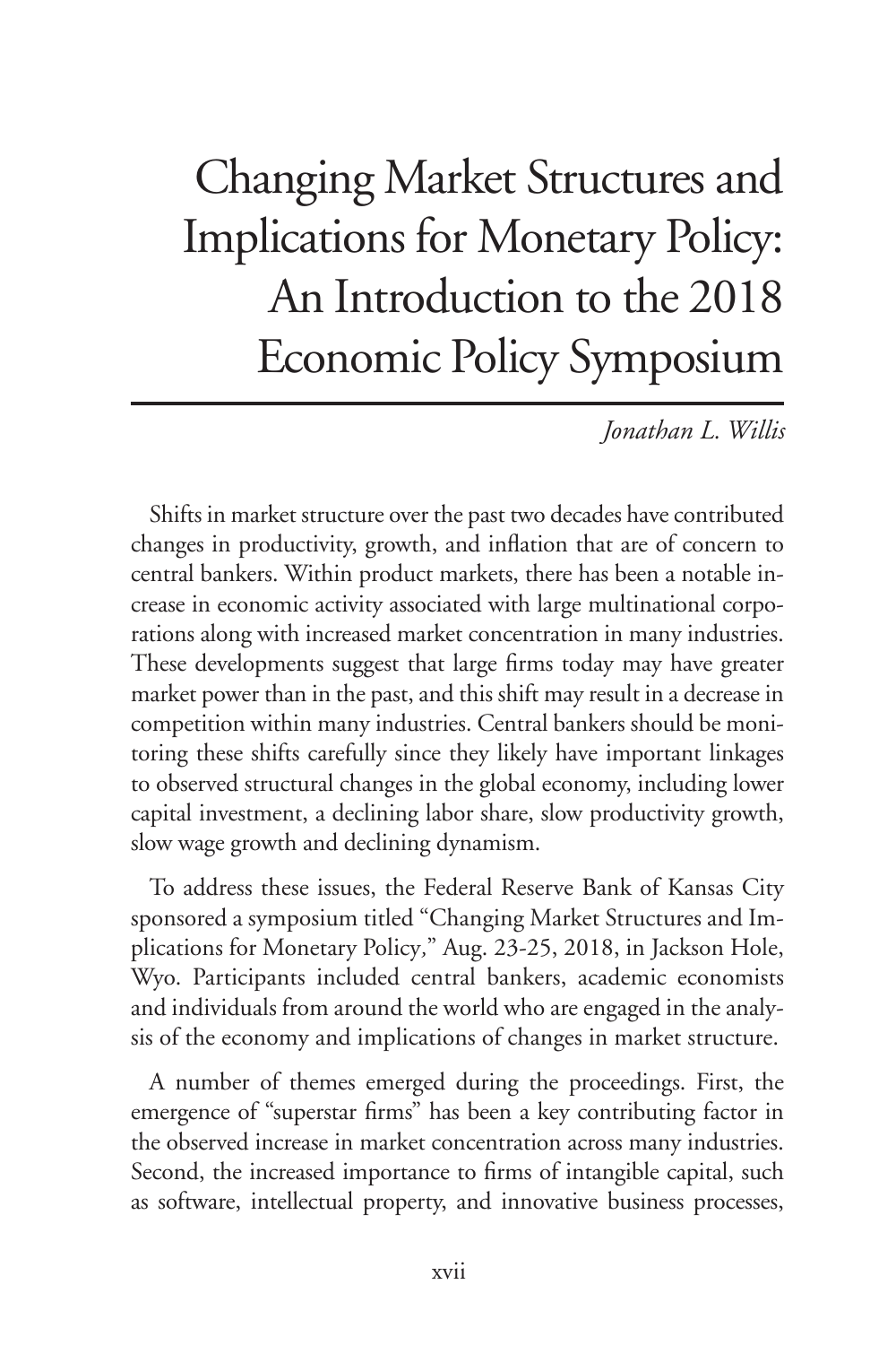# Changing Market Structures and Implications for Monetary Policy: An Introduction to the 2018 Economic Policy Symposium

*Jonathan L. Willis*

Shifts in market structure over the past two decades have contributed changes in productivity, growth, and inflation that are of concern to central bankers. Within product markets, there has been a notable increase in economic activity associated with large multinational corporations along with increased market concentration in many industries. These developments suggest that large firms today may have greater market power than in the past, and this shift may result in a decrease in competition within many industries. Central bankers should be monitoring these shifts carefully since they likely have important linkages to observed structural changes in the global economy, including lower capital investment, a declining labor share, slow productivity growth, slow wage growth and declining dynamism.

To address these issues, the Federal Reserve Bank of Kansas City sponsored a symposium titled "Changing Market Structures and Implications for Monetary Policy," Aug. 23-25, 2018, in Jackson Hole, Wyo. Participants included central bankers, academic economists and individuals from around the world who are engaged in the analysis of the economy and implications of changes in market structure.

A number of themes emerged during the proceedings. First, the emergence of "superstar firms" has been a key contributing factor in the observed increase in market concentration across many industries. Second, the increased importance to firms of intangible capital, such as software, intellectual property, and innovative business processes,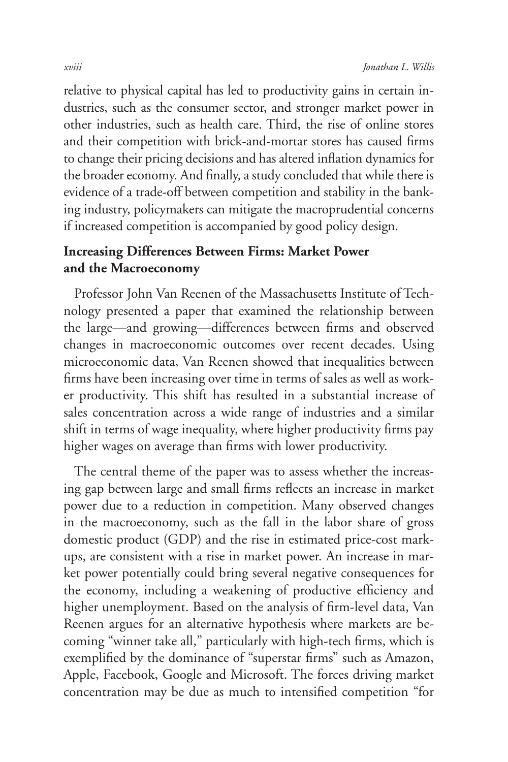relative to physical capital has led to productivity gains in certain industries, such as the consumer sector, and stronger market power in other industries, such as health care. Third, the rise of online stores and their competition with brick-and-mortar stores has caused firms to change their pricing decisions and has altered inflation dynamics for the broader economy. And finally, a study concluded that while there is evidence of a trade-off between competition and stability in the banking industry, policymakers can mitigate the macroprudential concerns if increased competition is accompanied by good policy design.

## Increasing Differences Between Firms: Market Power and the Macroeconomy

Professor John Van Reenen of the Massachusetts Institute of Technology presented a paper that examined the relationship between the large—and growing—differences between firms and observed changes in macroeconomic outcomes over recent decades. Using microeconomic data, Van Reenen showed that inequalities between firms have been increasing over time in terms of sales as well as worker productivity. This shift has resulted in a substantial increase of sales concentration across a wide range of industries and a similar shift in terms of wage inequality, where higher productivity firms pay higher wages on average than firms with lower productivity.

The central theme of the paper was to assess whether the increasing gap between large and small firms reflects an increase in market power due to a reduction in competition. Many observed changes in the macroeconomy, such as the fall in the labor share of gross domestic product (GDP) and the rise in estimated price-cost markups, are consistent with a rise in market power. An increase in market power potentially could bring several negative consequences for the economy, including a weakening of productive efficiency and higher unemployment. Based on the analysis of firm-level data, Van Reenen argues for an alternative hypothesis where markets are becoming "winner take all," particularly with high-tech firms, which is exemplified by the dominance of "superstar firms" such as Amazon, Apple, Facebook, Google and Microsoft. The forces driving market concentration may be due as much to intensified competition "for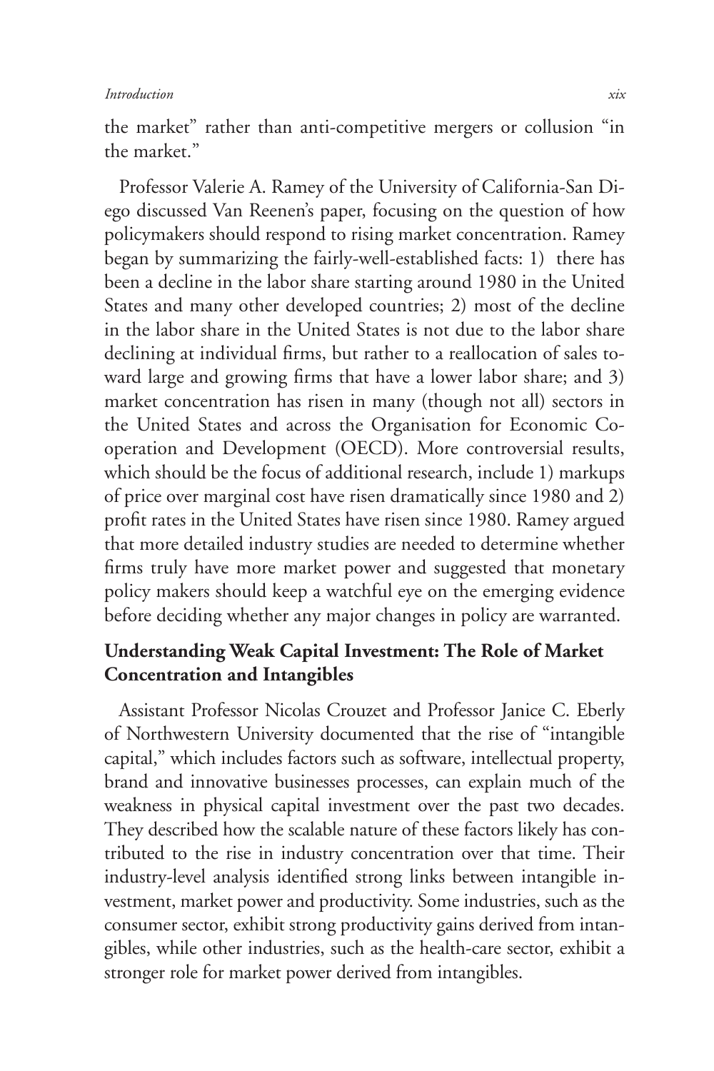the market" rather than anti-competitive mergers or collusion "in the market."

Professor Valerie A. Ramey of the University of California-San Diego discussed Van Reenen's paper, focusing on the question of how policymakers should respond to rising market concentration. Ramey began by summarizing the fairly-well-established facts: 1) there has been a decline in the labor share starting around 1980 in the United States and many other developed countries; 2) most of the decline in the labor share in the United States is not due to the labor share declining at individual firms, but rather to a reallocation of sales toward large and growing firms that have a lower labor share; and 3) market concentration has risen in many (though not all) sectors in the United States and across the Organisation for Economic Co-operation and Development (OECD). More controversial results, which should be the focus of additional research, include 1) markups of price over marginal cost have risen dramatically since 1980 and 2) profit rates in the United States have risen since 1980. Ramey argued that more detailed industry studies are needed to determine whether firms truly have more market power and suggested that monetary policy makers should keep a watchful eye on the emerging evidence before deciding whether any major changes in policy are warranted.

## Understanding Weak Capital Investment: The Role of Market Concentration and Intangibles

Assistant Professor Nicolas Crouzet and Professor Janice C. Eberly of Northwestern University documented that the rise of "intangible capital," which includes factors such as software, intellectual property, brand and innovative businesses processes, can explain much of the weakness in physical capital investment over the past two decades. They described how the scalable nature of these factors likely has contributed to the rise in industry concentration over that time. Their industry-level analysis identified strong links between intangible investment, market power and productivity. Some industries, such as the consumer sector, exhibit strong productivity gains derived from intangibles, while other industries, such as the health-care sector, exhibit a stronger role for market power derived from intangibles.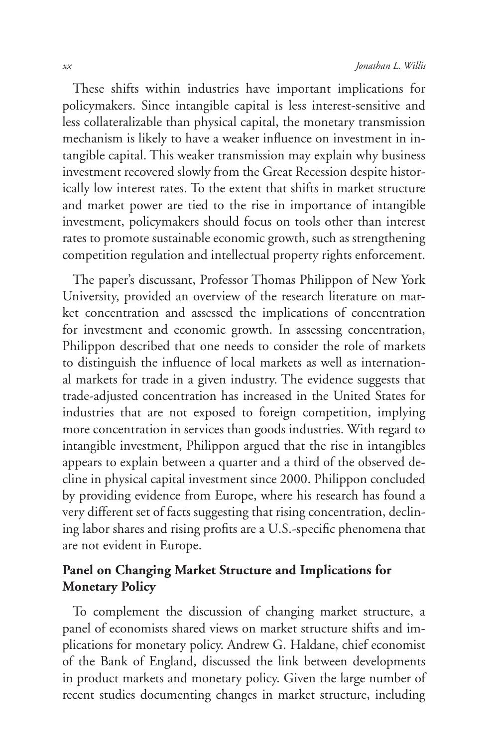These shifts within industries have important implications for policymakers. Since intangible capital is less interest-sensitive and less collateralizable than physical capital, the monetary transmission mechanism is likely to have a weaker influence on investment in intangible capital. This weaker transmission may explain why business investment recovered slowly from the Great Recession despite historically low interest rates. To the extent that shifts in market structure and market power are tied to the rise in importance of intangible investment, policymakers should focus on tools other than interest rates to promote sustainable economic growth, such as strengthening competition regulation and intellectual property rights enforcement.

The paper's discussant, Professor Thomas Philippon of New York University, provided an overview of the research literature on market concentration and assessed the implications of concentration for investment and economic growth. In assessing concentration, Philippon described that one needs to consider the role of markets to distinguish the influence of local markets as well as international markets for trade in a given industry. The evidence suggests that trade-adjusted concentration has increased in the United States for industries that are not exposed to foreign competition, implying more concentration in services than goods industries. With regard to intangible investment, Philippon argued that the rise in intangibles appears to explain between a quarter and a third of the observed decline in physical capital investment since 2000. Philippon concluded by providing evidence from Europe, where his research has found a very different set of facts suggesting that rising concentration, declining labor shares and rising profits are a U.S.-specific phenomena that are not evident in Europe.

## Panel on Changing Market Structure and Implications for Monetary Policy

To complement the discussion of changing market structure, a panel of economists shared views on market structure shifts and implications for monetary policy. Andrew G. Haldane, chief economist of the Bank of England, discussed the link between developments in product markets and monetary policy. Given the large number of recent studies documenting changes in market structure, including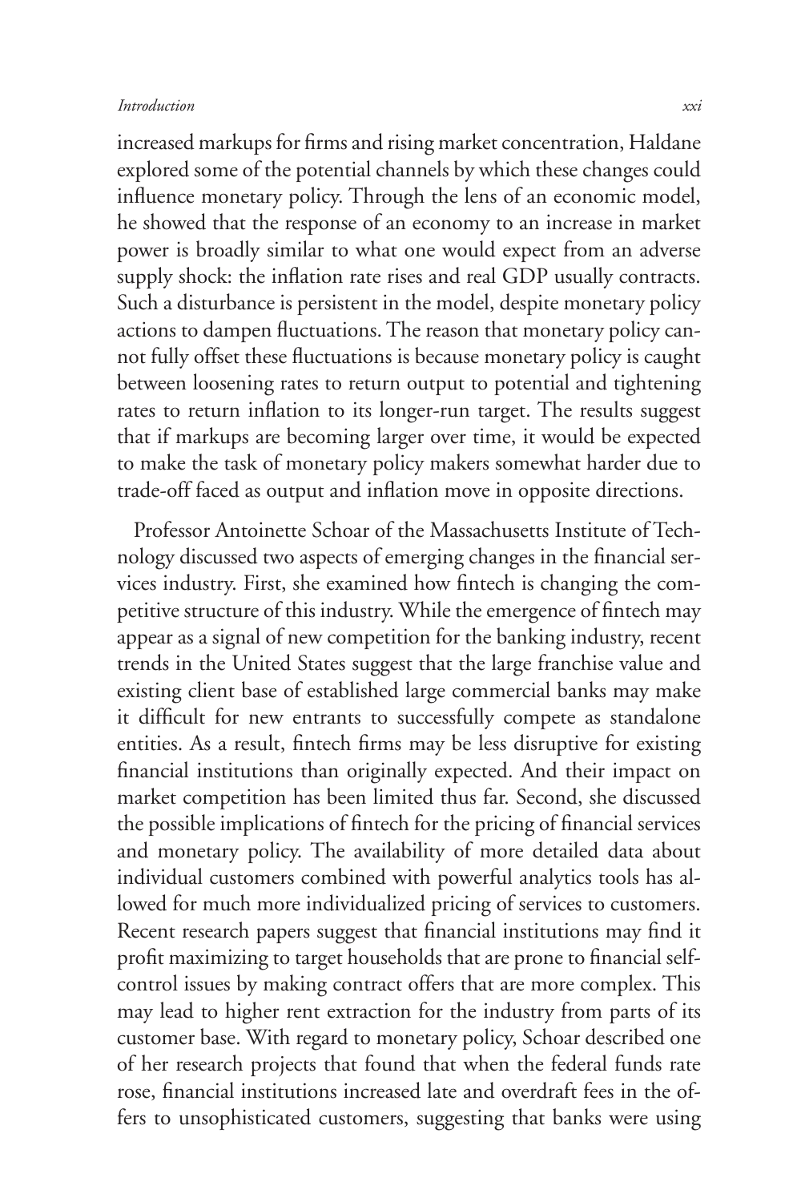increased markups for firms and rising market concentration, Haldane explored some of the potential channels by which these changes could influence monetary policy. Through the lens of an economic model, he showed that the response of an economy to an increase in market power is broadly similar to what one would expect from an adverse supply shock: the inflation rate rises and real GDP usually contracts. Such a disturbance is persistent in the model, despite monetary policy actions to dampen fluctuations. The reason that monetary policy cannot fully offset these fluctuations is because monetary policy is caught between loosening rates to return output to potential and tightening rates to return inflation to its longer-run target. The results suggest that if markups are becoming larger over time, it would be expected to make the task of monetary policy makers somewhat harder due to trade-off faced as output and inflation move in opposite directions.

Professor Antoinette Schoar of the Massachusetts Institute of Technology discussed two aspects of emerging changes in the financial services industry. First, she examined how fintech is changing the competitive structure of this industry. While the emergence of fintech may appear as a signal of new competition for the banking industry, recent trends in the United States suggest that the large franchise value and existing client base of established large commercial banks may make it difficult for new entrants to successfully compete as standalone entities. As a result, fintech firms may be less disruptive for existing financial institutions than originally expected. And their impact on market competition has been limited thus far. Second, she discussed the possible implications of fintech for the pricing of financial services and monetary policy. The availability of more detailed data about individual customers combined with powerful analytics tools has allowed for much more individualized pricing of services to customers. Recent research papers suggest that financial institutions may find it profit maximizing to target households that are prone to financial self-control issues by making contract offers that are more complex. This may lead to higher rent extraction for the industry from parts of its customer base. With regard to monetary policy, Schoar described one of her research projects that found that when the federal funds rate rose, financial institutions increased late and overdraft fees in the offers to unsophisticated customers, suggesting that banks were using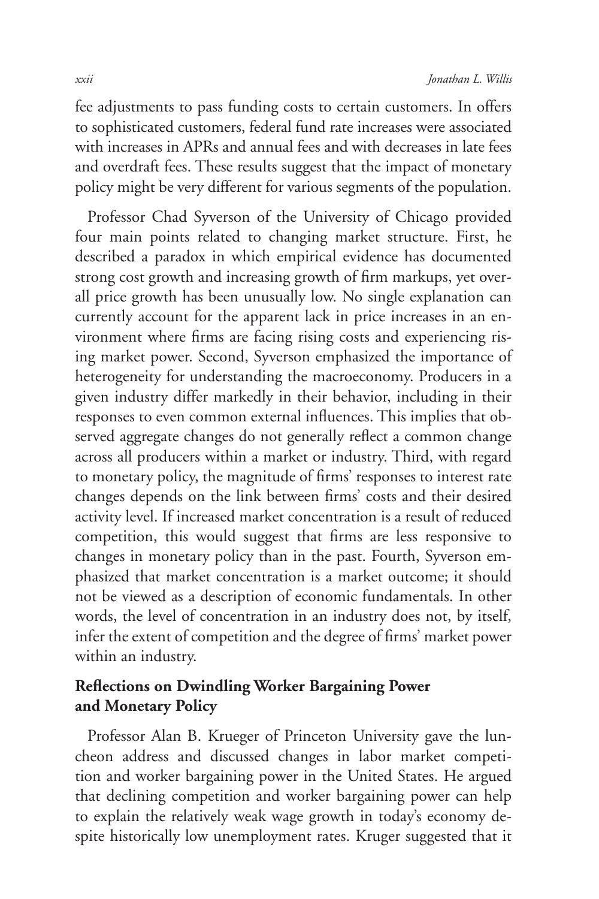fee adjustments to pass funding costs to certain customers. In offers to sophisticated customers, federal fund rate increases were associated with increases in APRs and annual fees and with decreases in late fees and overdraft fees. These results suggest that the impact of monetary policy might be very different for various segments of the population.

Professor Chad Syverson of the University of Chicago provided four main points related to changing market structure. First, he described a paradox in which empirical evidence has documented strong cost growth and increasing growth of firm markups, yet overall price growth has been unusually low. No single explanation can currently account for the apparent lack in price increases in an environment where firms are facing rising costs and experiencing rising market power. Second, Syverson emphasized the importance of heterogeneity for understanding the macroeconomy. Producers in a given industry differ markedly in their behavior, including in their responses to even common external influences. This implies that observed aggregate changes do not generally reflect a common change across all producers within a market or industry. Third, with regard to monetary policy, the magnitude of firms' responses to interest rate changes depends on the link between firms' costs and their desired activity level. If increased market concentration is a result of reduced competition, this would suggest that firms are less responsive to changes in monetary policy than in the past. Fourth, Syverson emphasized that market concentration is a market outcome; it should not be viewed as a description of economic fundamentals. In other words, the level of concentration in an industry does not, by itself, infer the extent of competition and the degree of firms' market power within an industry.

## Reflections on Dwindling Worker Bargaining Power and Monetary Policy

Professor Alan B. Krueger of Princeton University gave the luncheon address and discussed changes in labor market competition and worker bargaining power in the United States. He argued that declining competition and worker bargaining power can help to explain the relatively weak wage growth in today's economy despite historically low unemployment rates. Kruger suggested that it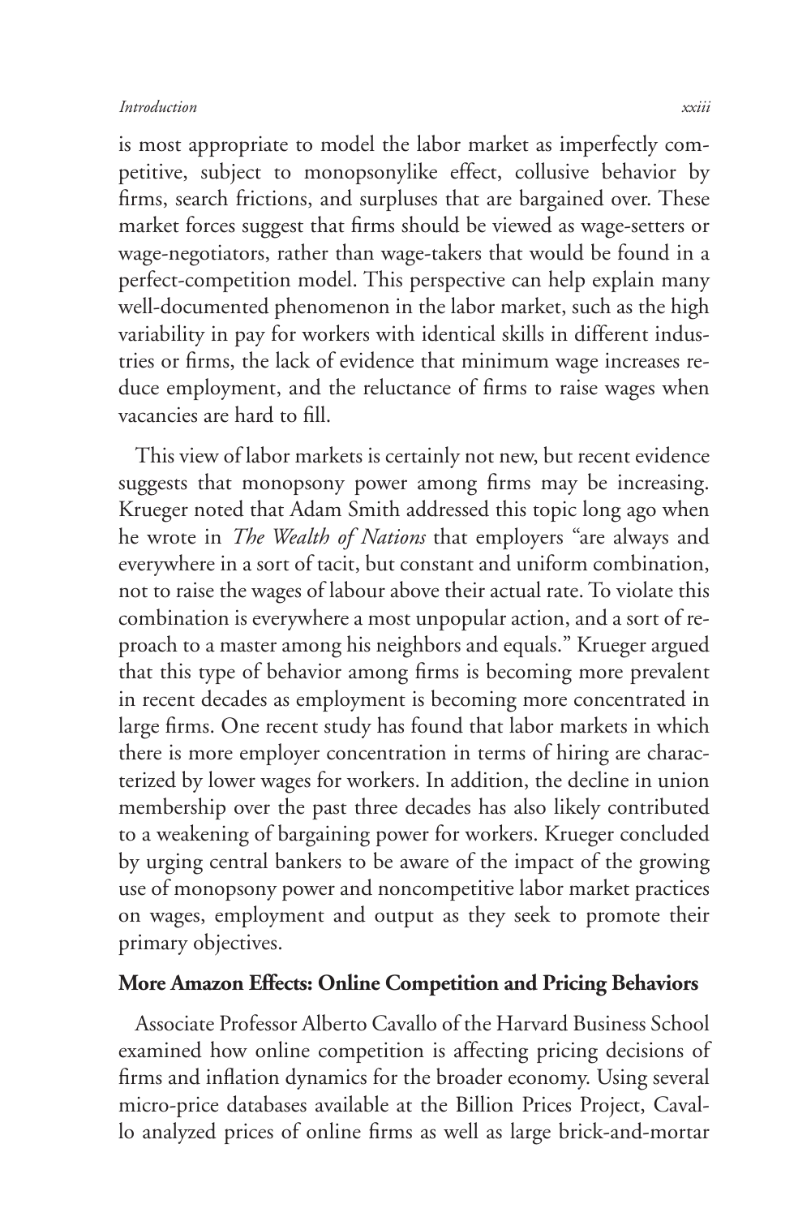is most appropriate to model the labor market as imperfectly competitive, subject to monopsonylike effect, collusive behavior by firms, search frictions, and surpluses that are bargained over. These market forces suggest that firms should be viewed as wage-setters or wage-negotiators, rather than wage-takers that would be found in a perfect-competition model. This perspective can help explain many well-documented phenomenon in the labor market, such as the high variability in pay for workers with identical skills in different industries or firms, the lack of evidence that minimum wage increases reduce employment, and the reluctance of firms to raise wages when vacancies are hard to fill.

This view of labor markets is certainly not new, but recent evidence suggests that monopsony power among firms may be increasing. Krueger noted that Adam Smith addressed this topic long ago when he wrote in *The Wealth of Nations* that employers "are always and everywhere in a sort of tacit, but constant and uniform combination, not to raise the wages of labour above their actual rate. To violate this combination is everywhere a most unpopular action, and a sort of reproach to a master among his neighbors and equals." Krueger argued that this type of behavior among firms is becoming more prevalent in recent decades as employment is becoming more concentrated in large firms. One recent study has found that labor markets in which there is more employer concentration in terms of hiring are characterized by lower wages for workers. In addition, the decline in union membership over the past three decades has also likely contributed to a weakening of bargaining power for workers. Krueger concluded by urging central bankers to be aware of the impact of the growing use of monopsony power and noncompetitive labor market practices on wages, employment and output as they seek to promote their primary objectives.

### More Amazon Effects: Online Competition and Pricing Behaviors

Associate Professor Alberto Cavallo of the Harvard Business School examined how online competition is affecting pricing decisions of firms and inflation dynamics for the broader economy. Using several micro-price databases available at the Billion Prices Project, Cavallo analyzed prices of online firms as well as large brick-and-mortar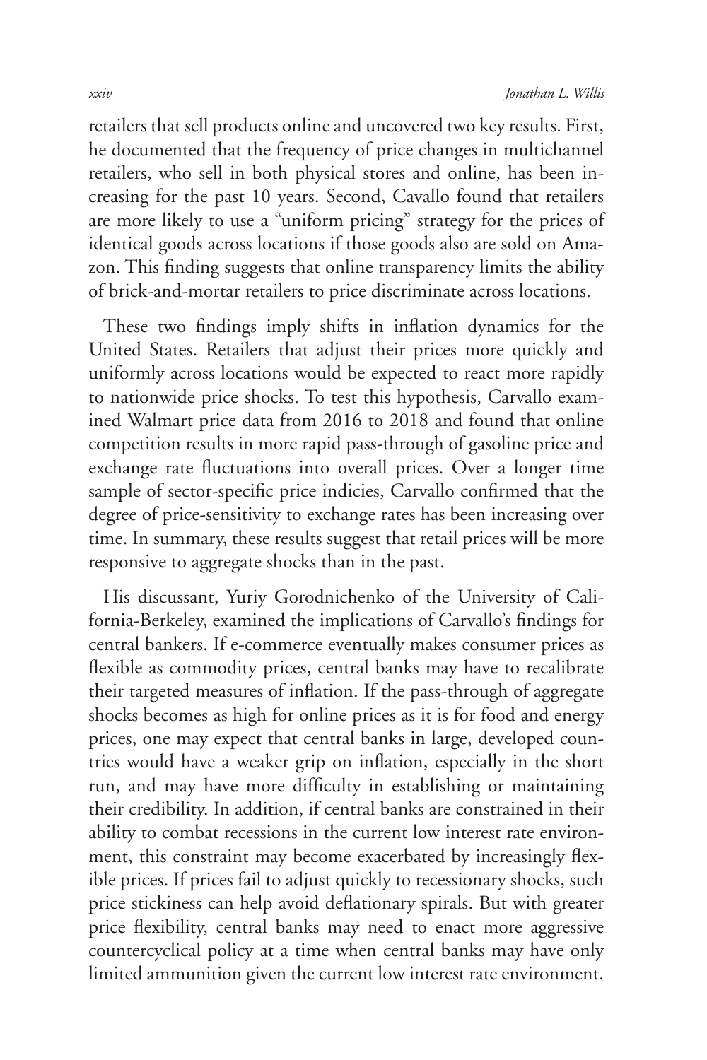retailers that sell products online and uncovered two key results. First, he documented that the frequency of price changes in multichannel retailers, who sell in both physical stores and online, has been increasing for the past 10 years. Second, Cavallo found that retailers are more likely to use a "uniform pricing" strategy for the prices of identical goods across locations if those goods also are sold on Amazon. This finding suggests that online transparency limits the ability of brick-and-mortar retailers to price discriminate across locations.

These two findings imply shifts in inflation dynamics for the United States. Retailers that adjust their prices more quickly and uniformly across locations would be expected to react more rapidly to nationwide price shocks. To test this hypothesis, Carvallo examined Walmart price data from 2016 to 2018 and found that online competition results in more rapid pass-through of gasoline price and exchange rate fluctuations into overall prices. Over a longer time sample of sector-specific price indicies, Carvallo confirmed that the degree of price-sensitivity to exchange rates has been increasing over time. In summary, these results suggest that retail prices will be more responsive to aggregate shocks than in the past.

His discussant, Yuriy Gorodnichenko of the University of California-Berkeley, examined the implications of Carvallo's findings for central bankers. If e-commerce eventually makes consumer prices as flexible as commodity prices, central banks may have to recalibrate their targeted measures of inflation. If the pass-through of aggregate shocks becomes as high for online prices as it is for food and energy prices, one may expect that central banks in large, developed countries would have a weaker grip on inflation, especially in the short run, and may have more difficulty in establishing or maintaining their credibility. In addition, if central banks are constrained in their ability to combat recessions in the current low interest rate environment, this constraint may become exacerbated by increasingly flexible prices. If prices fail to adjust quickly to recessionary shocks, such price stickiness can help avoid deflationary spirals. But with greater price flexibility, central banks may need to enact more aggressive countercyclical policy at a time when central banks may have only limited ammunition given the current low interest rate environment.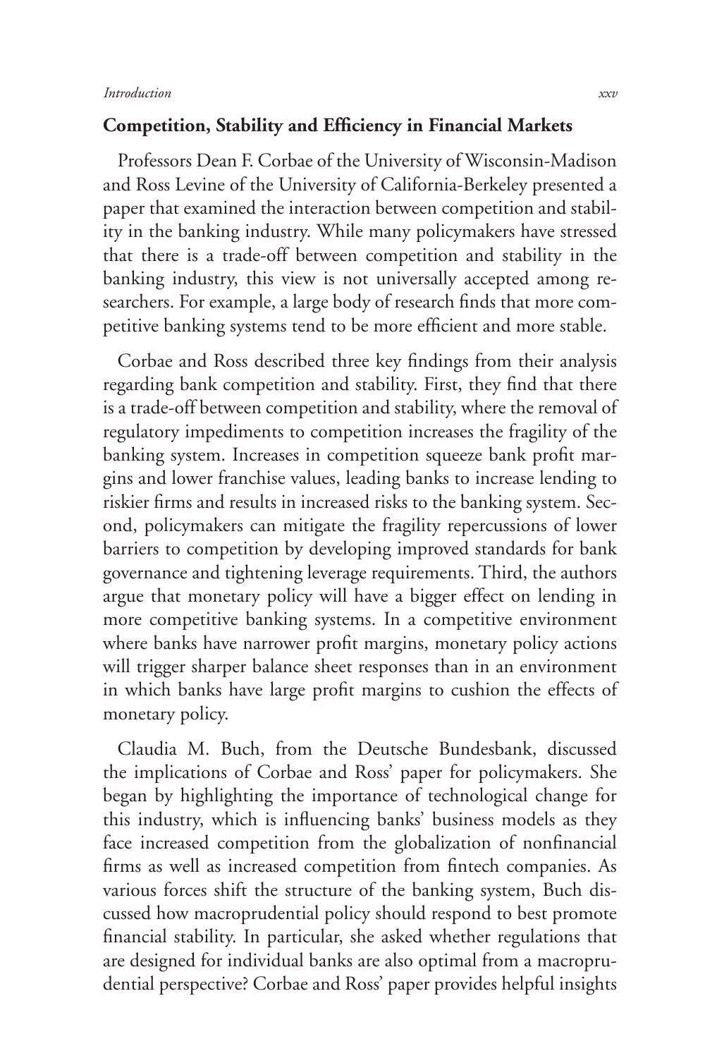## Competition, Stability and Efficiency in Financial Markets

Professors Dean F. Corbae of the University of Wisconsin-Madison and Ross Levine of the University of California-Berkeley presented a paper that examined the interaction between competition and stability in the banking industry. While many policymakers have stressed that there is a trade-off between competition and stability in the banking industry, this view is not universally accepted among researchers. For example, a large body of research finds that more competitive banking systems tend to be more efficient and more stable.

Corbae and Ross described three key findings from their analysis regarding bank competition and stability. First, they find that there is a trade-off between competition and stability, where the removal of regulatory impediments to competition increases the fragility of the banking system. Increases in competition squeeze bank profit margins and lower franchise values, leading banks to increase lending to riskier firms and results in increased risks to the banking system. Second, policymakers can mitigate the fragility repercussions of lower barriers to competition by developing improved standards for bank governance and tightening leverage requirements. Third, the authors argue that monetary policy will have a bigger effect on lending in more competitive banking systems. In a competitive environment where banks have narrower profit margins, monetary policy actions will trigger sharper balance sheet responses than in an environment in which banks have large profit margins to cushion the effects of monetary policy.

Claudia M. Buch, from the Deutsche Bundesbank, discussed the implications of Corbae and Ross' paper for policymakers. She began by highlighting the importance of technological change for this industry, which is influencing banks' business models as they face increased competition from the globalization of nonfinancial firms as well as increased competition from fintech companies. As various forces shift the structure of the banking system, Buch discussed how macroprudential policy should respond to best promote financial stability. In particular, she asked whether regulations that are designed for individual banks are also optimal from a macroprudential perspective? Corbae and Ross' paper provides helpful insights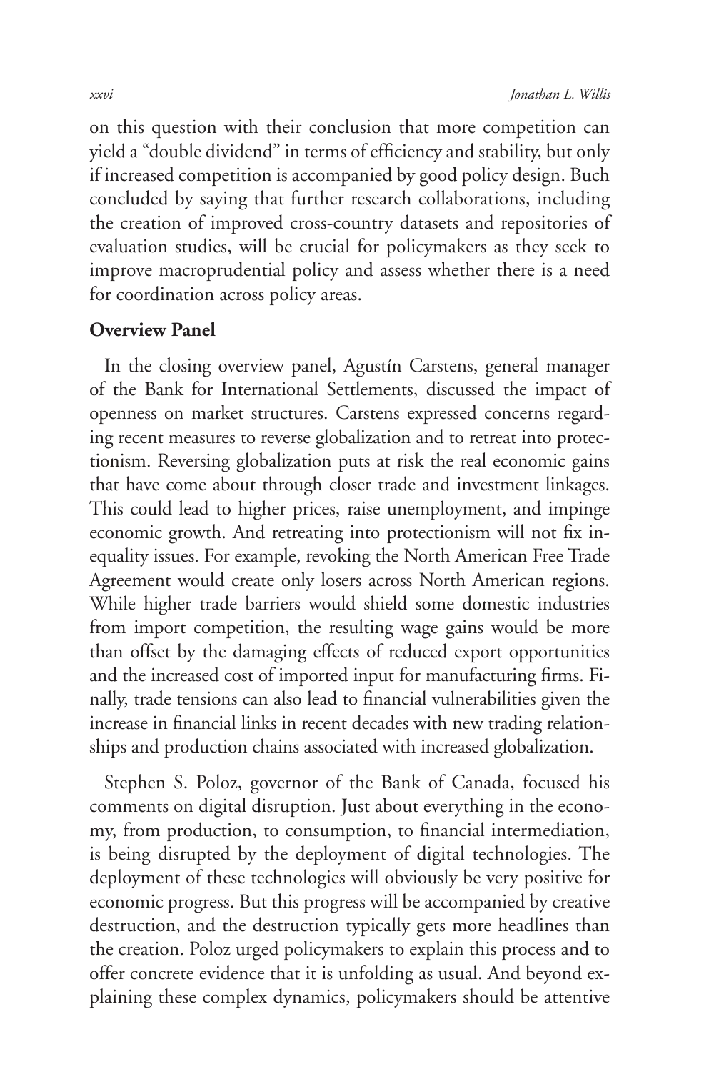on this question with their conclusion that more competition can yield a "double dividend" in terms of efficiency and stability, but only if increased competition is accompanied by good policy design. Buch concluded by saying that further research collaborations, including the creation of improved cross-country datasets and repositories of evaluation studies, will be crucial for policymakers as they seek to improve macroprudential policy and assess whether there is a need for coordination across policy areas.

**Overview Panel**

In the closing overview panel, Agustín Carstens, general manager of the Bank for International Settlements, discussed the impact of openness on market structures. Carstens expressed concerns regarding recent measures to reverse globalization and to retreat into protectionism. Reversing globalization puts at risk the real economic gains that have come about through closer trade and investment linkages. This could lead to higher prices, raise unemployment, and impinge economic growth. And retreating into protectionism will not fix inequality issues. For example, revoking the North American Free Trade Agreement would create only losers across North American regions. While higher trade barriers would shield some domestic industries from import competition, the resulting wage gains would be more than offset by the damaging effects of reduced export opportunities and the increased cost of imported input for manufacturing firms. Finally, trade tensions can also lead to financial vulnerabilities given the increase in financial links in recent decades with new trading relationships and production chains associated with increased globalization.

Stephen S. Poloz, governor of the Bank of Canada, focused his comments on digital disruption. Just about everything in the economy, from production, to consumption, to financial intermediation, is being disrupted by the deployment of digital technologies. The deployment of these technologies will obviously be very positive for economic progress. But this progress will be accompanied by creative destruction, and the destruction typically gets more headlines than the creation. Poloz urged policymakers to explain this process and to offer concrete evidence that it is unfolding as usual. And beyond explaining these complex dynamics, policymakers should be attentive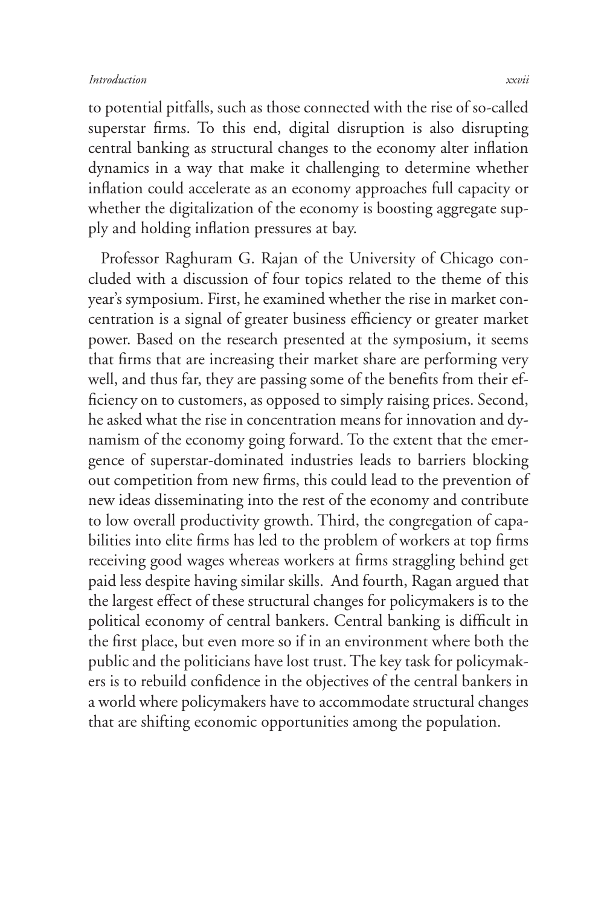to potential pitfalls, such as those connected with the rise of so-called superstar firms. To this end, digital disruption is also disrupting central banking as structural changes to the economy alter inflation dynamics in a way that make it challenging to determine whether inflation could accelerate as an economy approaches full capacity or whether the digitalization of the economy is boosting aggregate supply and holding inflation pressures at bay.

Professor Raghuram G. Rajan of the University of Chicago concluded with a discussion of four topics related to the theme of this year's symposium. First, he examined whether the rise in market concentration is a signal of greater business efficiency or greater market power. Based on the research presented at the symposium, it seems that firms that are increasing their market share are performing very well, and thus far, they are passing some of the benefits from their efficiency on to customers, as opposed to simply raising prices. Second, he asked what the rise in concentration means for innovation and dynamism of the economy going forward. To the extent that the emergence of superstar-dominated industries leads to barriers blocking out competition from new firms, this could lead to the prevention of new ideas disseminating into the rest of the economy and contribute to low overall productivity growth. Third, the congregation of capabilities into elite firms has led to the problem of workers at top firms receiving good wages whereas workers at firms straggling behind get paid less despite having similar skills. And fourth, Ragan argued that the largest effect of these structural changes for policymakers is to the political economy of central bankers. Central banking is difficult in the first place, but even more so if in an environment where both the public and the politicians have lost trust. The key task for policymakers is to rebuild confidence in the objectives of the central bankers in a world where policymakers have to accommodate structural changes that are shifting economic opportunities among the population.